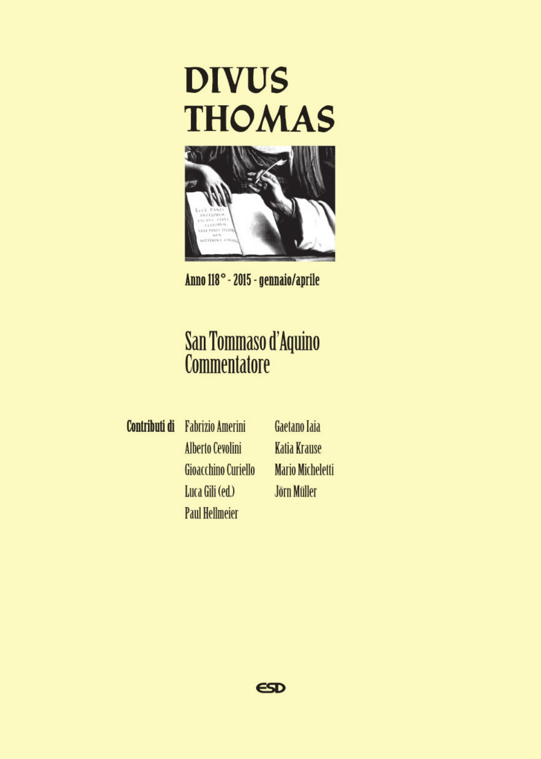# DIVUS THOMAS

Anno 118° - 2015 - gennaio/aprile

## San Tommaso d'Aquino Commentatore

**Contributi di**

Fabrizio Amerini
Alberto Cevolini
Gioacchino Curiello
Luca Gili (ed.)
Paul Hellmeier
Gaetano Iaia
Katia Krause
Mario Micheletti
Jörn Müller

ESD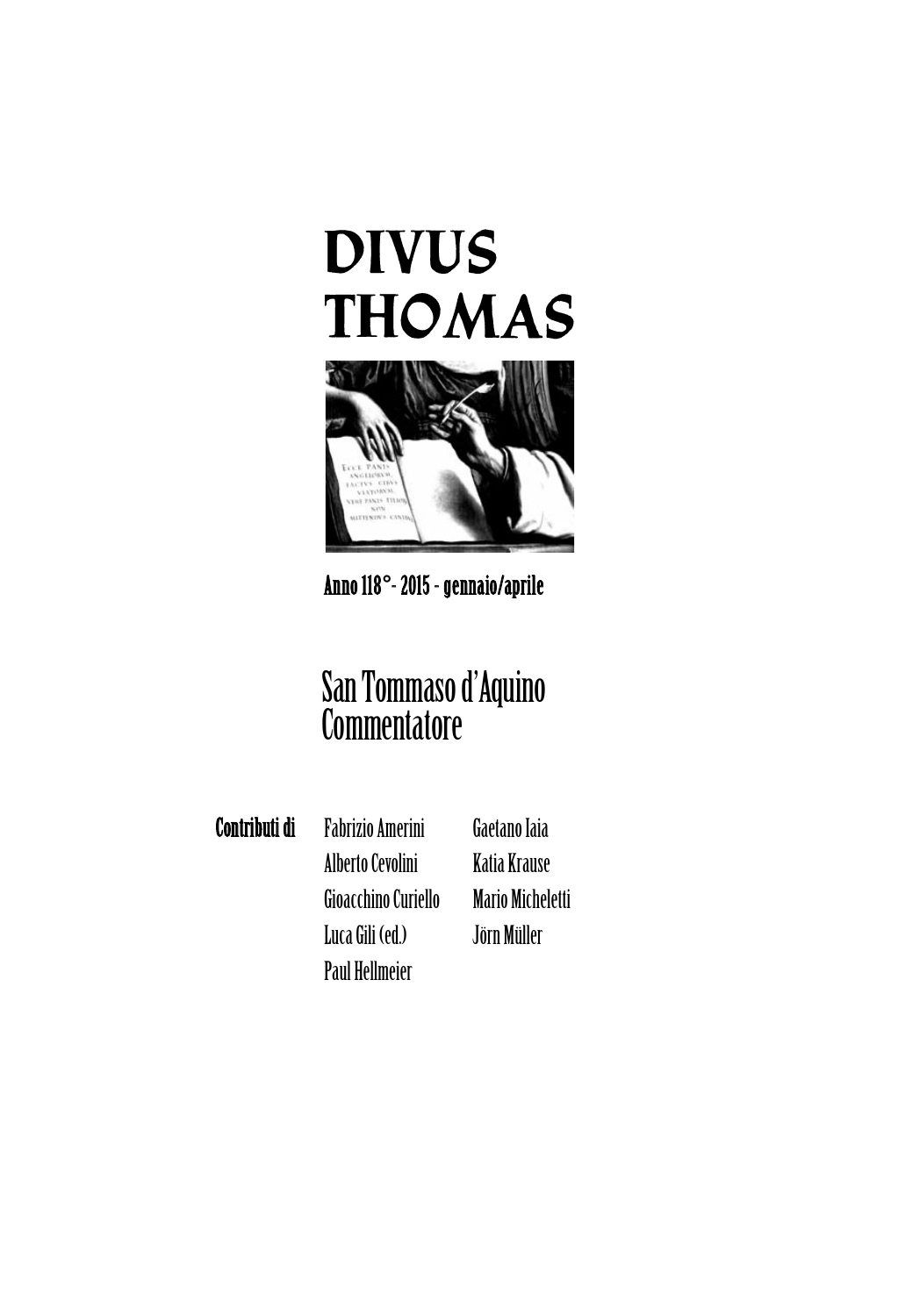# DIVUS THOMAS

Anno 118° - 2015 - gennaio/aprile

## San Tommaso d'Aquino Commentatore

**Contributi di**

Fabrizio Amerini
Alberto Cevolini
Gioacchino Curiello
Luca Gili (ed.)
Paul Hellmeier
Gaetano Iaia
Katia Krause
Mario Micheletti
Jörn Müller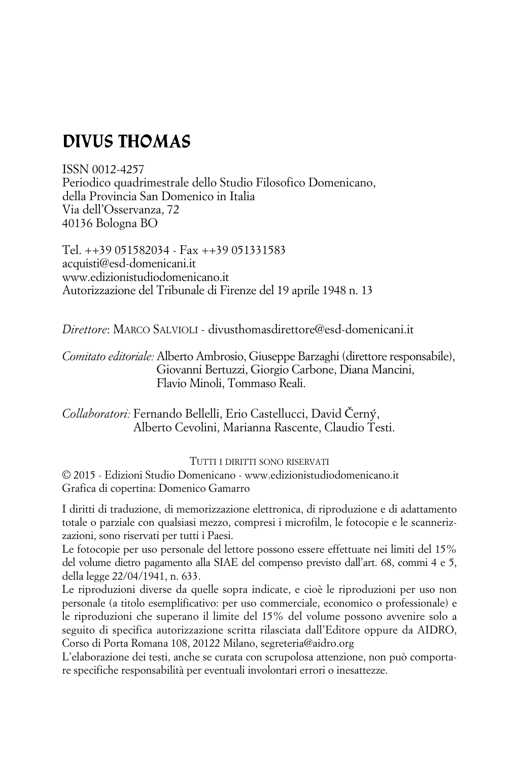# DIVUS THOMAS

ISSN 0012-4257
Periodico quadrimestrale dello Studio Filosofico Domenicano,
della Provincia San Domenico in Italia
Via dell'Osservanza, 72
40136 Bologna BO

Tel. ++39 051582034 - Fax ++39 051331583
acquisti@esd-domenicani.it
www.edizionistudiodomenicano.it
Autorizzazione del Tribunale di Firenze del 19 aprile 1948 n. 13

*Direttore*: MARCO SALVIOLI - divusthomasdirettore@esd-domenicani.it

*Comitato editoriale:* Alberto Ambrosio, Giuseppe Barzaghi (direttore responsabile), Giovanni Bertuzzi, Giorgio Carbone, Diana Mancini, Flavio Minoli, Tommaso Reali.

*Collaboratori:* Fernando Bellelli, Erio Castellucci, David Černý, Alberto Cevolini, Marianna Rascente, Claudio Testi.

TUTTI I DIRITTI SONO RISERVATI
© 2015 - Edizioni Studio Domenicano - www.edizionistudiodomenicano.it
Grafica di copertina: Domenico Gamarro

I diritti di traduzione, di memorizzazione elettronica, di riproduzione e di adattamento totale o parziale con qualsiasi mezzo, compresi i microfilm, le fotocopie e le scannerizzazioni, sono riservati per tutti i Paesi.
Le fotocopie per uso personale del lettore possono essere effettuate nei limiti del 15% del volume dietro pagamento alla SIAE del compenso previsto dall'art. 68, commi 4 e 5, della legge 22/04/1941, n. 633.
Le riproduzioni diverse da quelle sopra indicate, e cioè le riproduzioni per uso non personale (a titolo esemplificativo: per uso commerciale, economico o professionale) e le riproduzioni che superano il limite del 15% del volume possono avvenire solo a seguito di specifica autorizzazione scritta rilasciata dall'Editore oppure da AIDRO, Corso di Porta Romana 108, 20122 Milano, segreteria@aidro.org
L'elaborazione dei testi, anche se curata con scrupolosa attenzione, non può comportare specifiche responsabilità per eventuali involontari errori o inesattezze.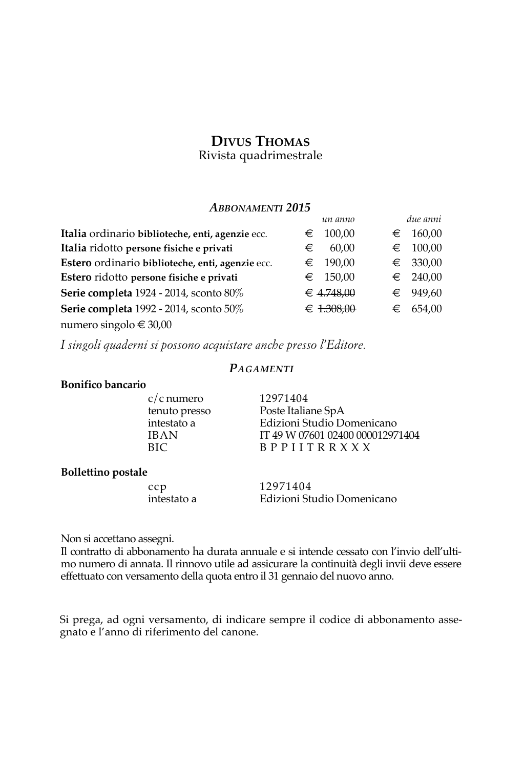# Divus Thomas

Rivista quadrimestrale

## *Abbonamenti 2015*

| | *un anno* | *due anni* |
|---|---|---|
| **Italia** ordinario **biblioteche, enti, agenzie** ecc. | € 100,00 | € 160,00 |
| **Italia** ridotto **persone fisiche e privati** | € 60,00 | € 100,00 |
| **Estero** ordinario **biblioteche, enti, agenzie** ecc. | € 190,00 | € 330,00 |
| **Estero** ridotto **persone fisiche e privati** | € 150,00 | € 240,00 |
| **Serie completa** 1924 - 2014, sconto 80% | € ~~4.748,00~~ | € 949,60 |
| **Serie completa** 1992 - 2014, sconto 50% | € ~~1.308,00~~ | € 654,00 |

numero singolo € 30,00

*I singoli quaderni si possono acquistare anche presso l'Editore.*

## *Pagamenti*

**Bonifico bancario**

| | |
|---|---|
| c/c numero | 12971404 |
| tenuto presso | Poste Italiane SpA |
| intestato a | Edizioni Studio Domenicano |
| IBAN | IT 49 W 07601 02400 000012971404 |
| BIC | B P P I I T R R X X X |

**Bollettino postale**

| | |
|---|---|
| ccp | 12971404 |
| intestato a | Edizioni Studio Domenicano |

Non si accettano assegni.
Il contratto di abbonamento ha durata annuale e si intende cessato con l'invio dell'ultimo numero di annata. Il rinnovo utile ad assicurare la continuità degli invii deve essere effettuato con versamento della quota entro il 31 gennaio del nuovo anno.

Si prega, ad ogni versamento, di indicare sempre il codice di abbonamento assegnato e l'anno di riferimento del canone.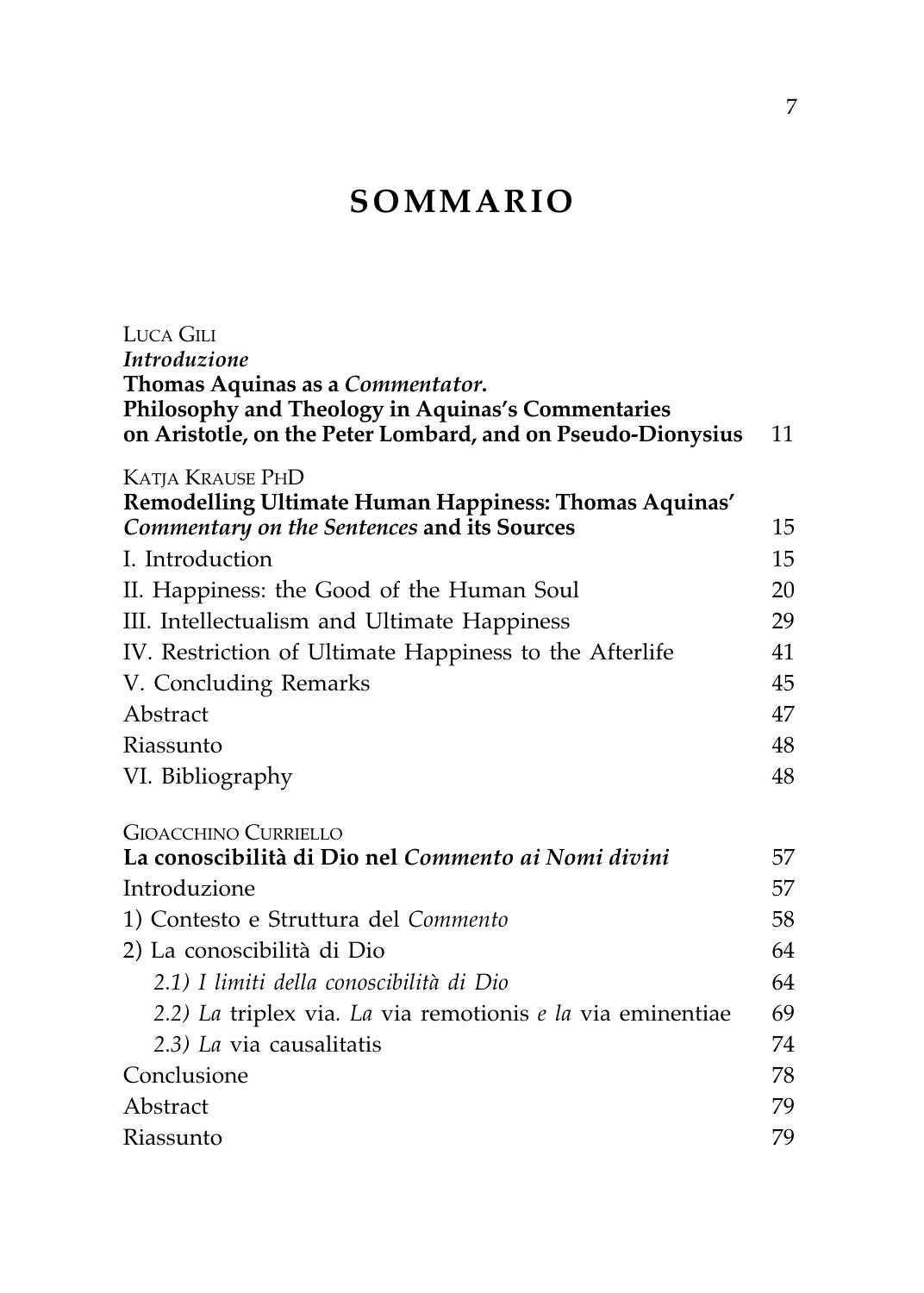# SOMMARIO

LUCA GILI
*Introduzione*
**Thomas Aquinas as a *Commentator*. Philosophy and Theology in Aquinas's Commentaries on Aristotle, on the Peter Lombard, and on Pseudo-Dionysius** 11

KATJA KRAUSE PHD
**Remodelling Ultimate Human Happiness: Thomas Aquinas' *Commentary on the Sentences* and its Sources** 15

I. Introduction 15
II. Happiness: the Good of the Human Soul 20
III. Intellectualism and Ultimate Happiness 29
IV. Restriction of Ultimate Happiness to the Afterlife 41
V. Concluding Remarks 45
Abstract 47
Riassunto 48
VI. Bibliography 48

GIOACCHINO CURRIELLO
**La conoscibilità di Dio nel *Commento ai Nomi divini*** 57

Introduzione 57
1) Contesto e Struttura del *Commento* 58
2) La conoscibilità di Dio 64
*2.1) I limiti della conoscibilità di Dio* 64
*2.2) La* triplex via*. La* via remotionis *e la* via eminentiae 69
*2.3) La* via causalitatis 74
Conclusione 78
Abstract 79
Riassunto 79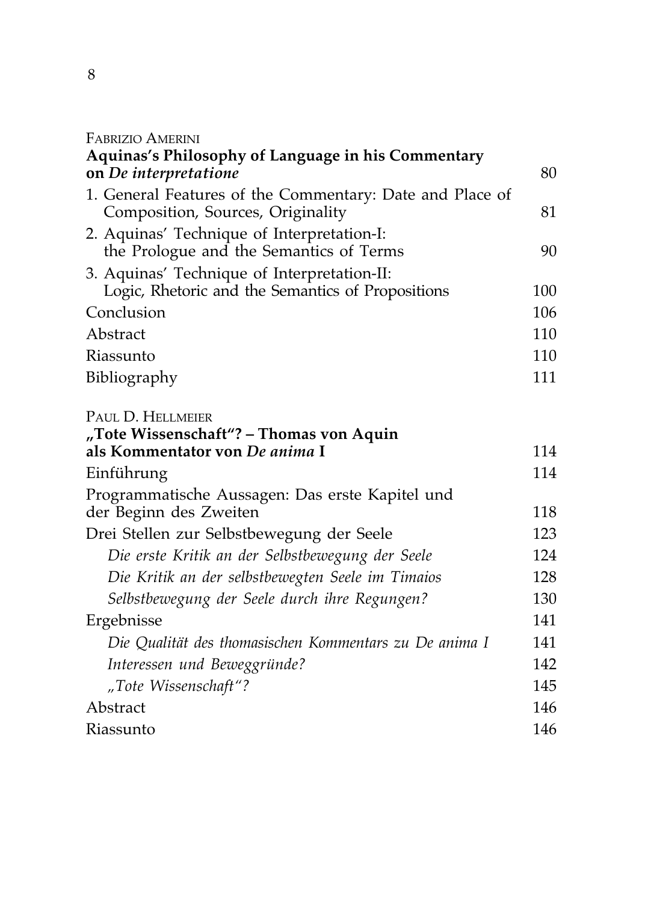Fabrizio Amerini
**Aquinas's Philosophy of Language in his Commentary on *De interpretatione*** 80

1. General Features of the Commentary: Date and Place of Composition, Sources, Originality 81
2. Aquinas' Technique of Interpretation-I: the Prologue and the Semantics of Terms 90
3. Aquinas' Technique of Interpretation-II: Logic, Rhetoric and the Semantics of Propositions 100

Conclusion 106
Abstract 110
Riassunto 110
Bibliography 111

Paul D. Hellmeier
**„Tote Wissenschaft"? – Thomas von Aquin als Kommentator von *De anima* I** 114

Einführung 114
Programmatische Aussagen: Das erste Kapitel und der Beginn des Zweiten 118
Drei Stellen zur Selbstbewegung der Seele 123
*Die erste Kritik an der Selbstbewegung der Seele* 124
*Die Kritik an der selbstbewegten Seele im Timaios* 128
*Selbstbewegung der Seele durch ihre Regungen?* 130
Ergebnisse 141
*Die Qualität des thomasischen Kommentars zu De anima I* 141
*Interessen und Beweggründe?* 142
*„Tote Wissenschaft"?* 145
Abstract 146
Riassunto 146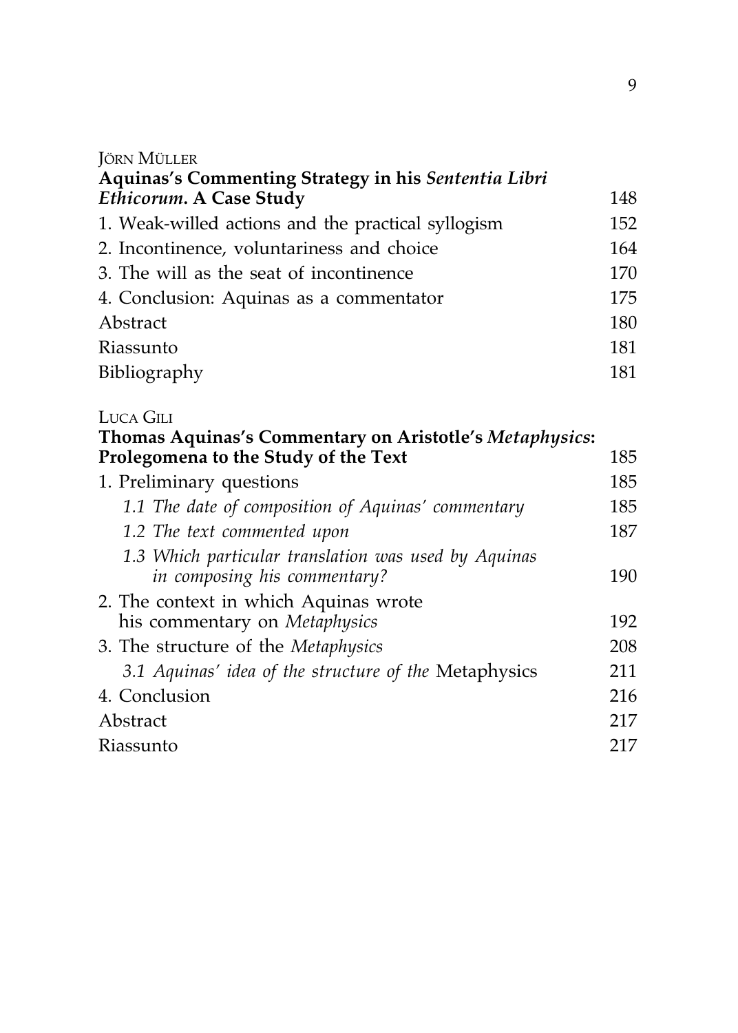JÖRN MÜLLER

**Aquinas's Commenting Strategy in his *Sententia Libri Ethicorum*. A Case Study** 148

1. Weak-willed actions and the practical syllogism 152
2. Incontinence, voluntariness and choice 164
3. The will as the seat of incontinence 170
4. Conclusion: Aquinas as a commentator 175

Abstract 180

Riassunto 181

Bibliography 181

LUCA GILI

**Thomas Aquinas's Commentary on Aristotle's *Metaphysics*: Prolegomena to the Study of the Text** 185

1. Preliminary questions 185
   - *1.1 The date of composition of Aquinas' commentary* 185
   - *1.2 The text commented upon* 187
   - *1.3 Which particular translation was used by Aquinas in composing his commentary?* 190
2. The context in which Aquinas wrote his commentary on *Metaphysics* 192
3. The structure of the *Metaphysics* 208
   - *3.1 Aquinas' idea of the structure of the* Metaphysics 211
4. Conclusion 216

Abstract 217

Riassunto 217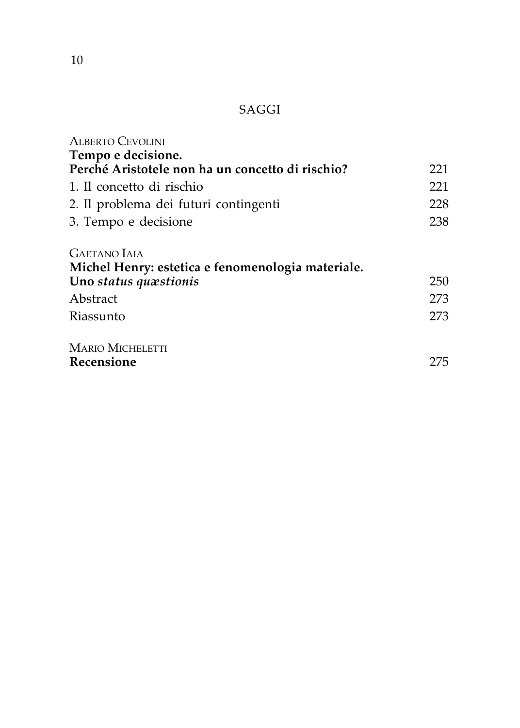## SAGGI

ALBERTO CEVOLINI
**Tempo e decisione.**
**Perché Aristotele non ha un concetto di rischio?** 221

1. Il concetto di rischio 221
2. Il problema dei futuri contingenti 228
3. Tempo e decisione 238

GAETANO IAIA
**Michel Henry: estetica e fenomenologia materiale.**
**Uno *status quæstionis*** 250

Abstract 273

Riassunto 273

MARIO MICHELETTI
**Recensione** 275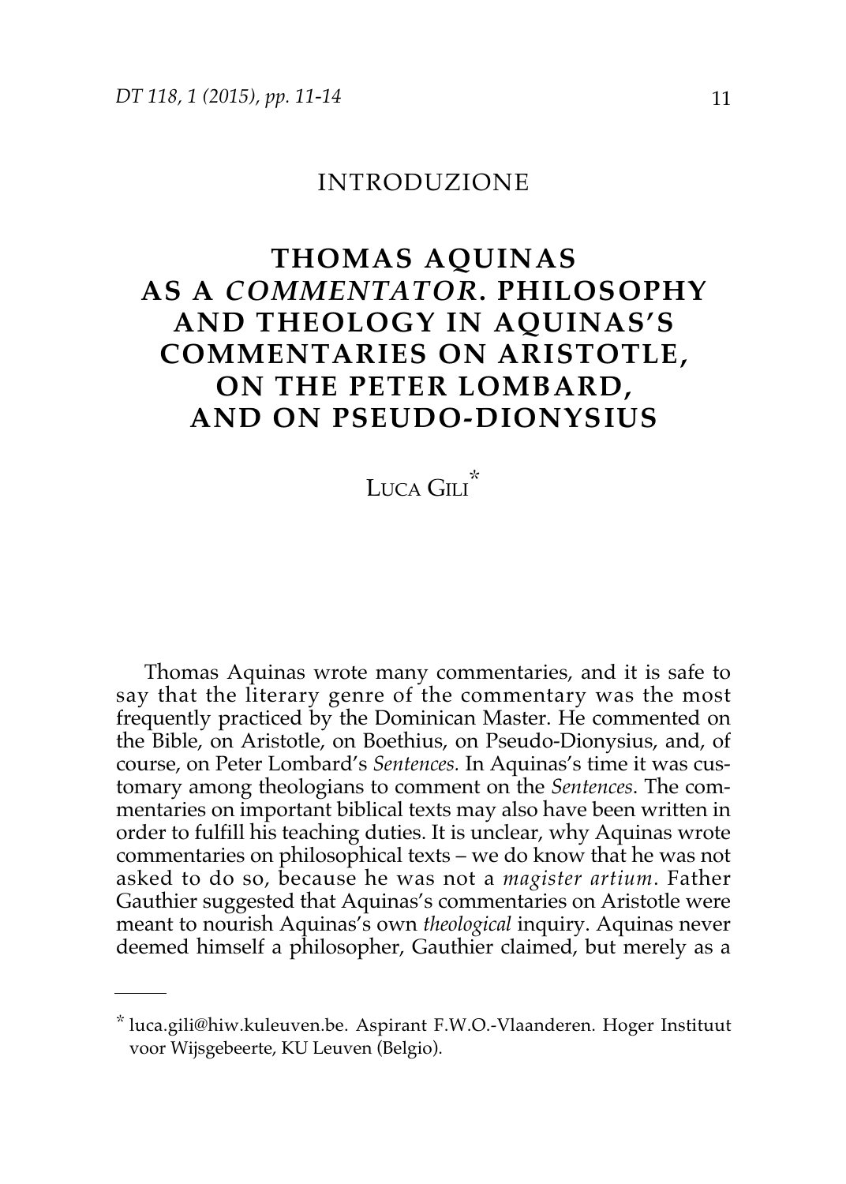INTRODUZIONE

# THOMAS AQUINAS AS A *COMMENTATOR*. PHILOSOPHY AND THEOLOGY IN AQUINAS'S COMMENTARIES ON ARISTOTLE, ON THE PETER LOMBARD, AND ON PSEUDO-DIONYSIUS

LUCA GILI[*]

Thomas Aquinas wrote many commentaries, and it is safe to say that the literary genre of the commentary was the most frequently practiced by the Dominican Master. He commented on the Bible, on Aristotle, on Boethius, on Pseudo-Dionysius, and, of course, on Peter Lombard's *Sentences.* In Aquinas's time it was customary among theologians to comment on the *Sentences*. The commentaries on important biblical texts may also have been written in order to fulfill his teaching duties. It is unclear, why Aquinas wrote commentaries on philosophical texts – we do know that he was not asked to do so, because he was not a *magister artium*. Father Gauthier suggested that Aquinas's commentaries on Aristotle were meant to nourish Aquinas's own *theological* inquiry. Aquinas never deemed himself a philosopher, Gauthier claimed, but merely as a

---

[*] luca.gili@hiw.kuleuven.be. Aspirant F.W.O.-Vlaanderen. Hoger Instituut voor Wijsgebeerte, KU Leuven (Belgio).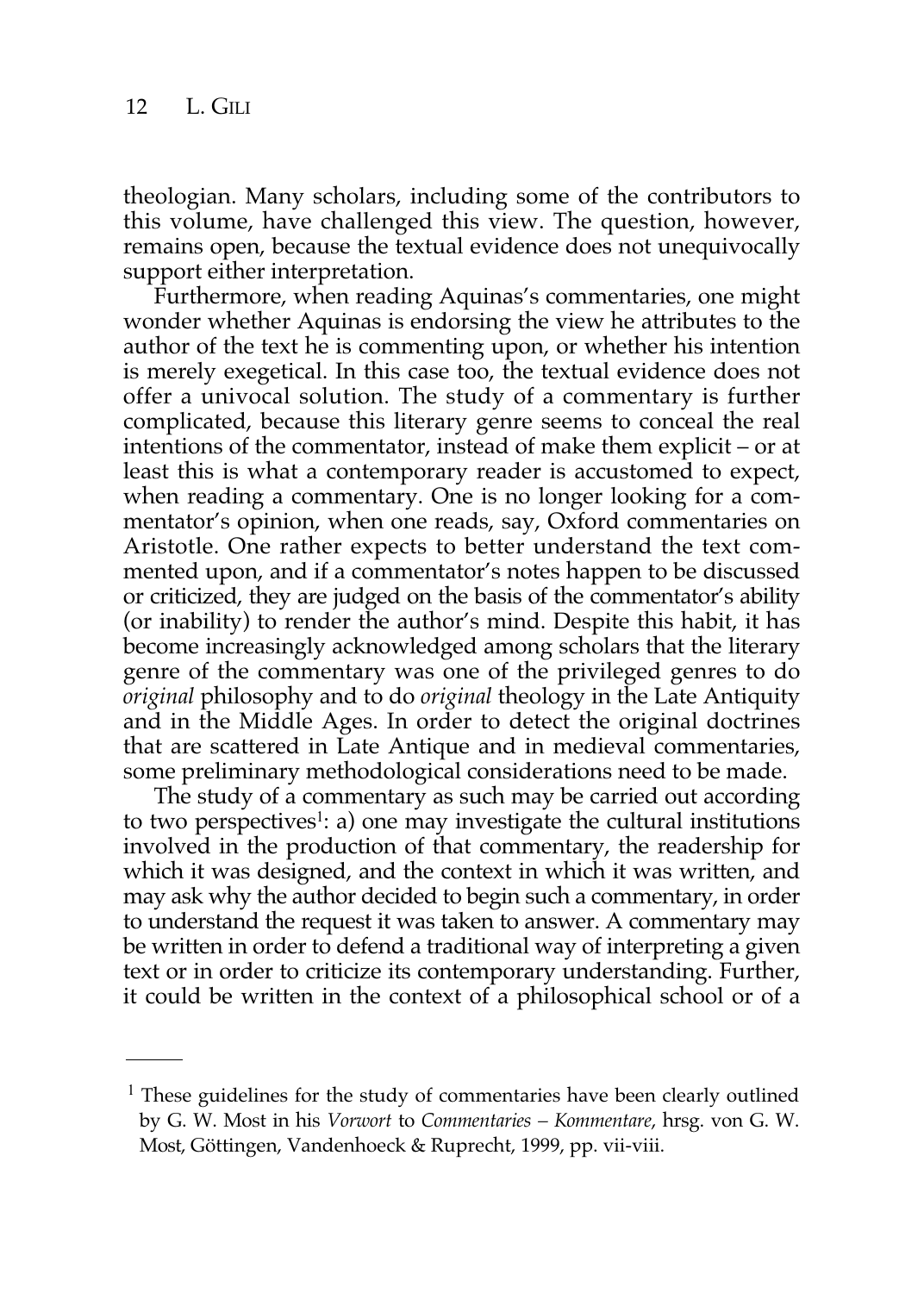theologian. Many scholars, including some of the contributors to this volume, have challenged this view. The question, however, remains open, because the textual evidence does not unequivocally support either interpretation.

Furthermore, when reading Aquinas's commentaries, one might wonder whether Aquinas is endorsing the view he attributes to the author of the text he is commenting upon, or whether his intention is merely exegetical. In this case too, the textual evidence does not offer a univocal solution. The study of a commentary is further complicated, because this literary genre seems to conceal the real intentions of the commentator, instead of make them explicit – or at least this is what a contemporary reader is accustomed to expect, when reading a commentary. One is no longer looking for a commentator's opinion, when one reads, say, Oxford commentaries on Aristotle. One rather expects to better understand the text commented upon, and if a commentator's notes happen to be discussed or criticized, they are judged on the basis of the commentator's ability (or inability) to render the author's mind. Despite this habit, it has become increasingly acknowledged among scholars that the literary genre of the commentary was one of the privileged genres to do *original* philosophy and to do *original* theology in the Late Antiquity and in the Middle Ages. In order to detect the original doctrines that are scattered in Late Antique and in medieval commentaries, some preliminary methodological considerations need to be made.

The study of a commentary as such may be carried out according to two perspectives[1]: a) one may investigate the cultural institutions involved in the production of that commentary, the readership for which it was designed, and the context in which it was written, and may ask why the author decided to begin such a commentary, in order to understand the request it was taken to answer. A commentary may be written in order to defend a traditional way of interpreting a given text or in order to criticize its contemporary understanding. Further, it could be written in the context of a philosophical school or of a

---

[1] These guidelines for the study of commentaries have been clearly outlined by G. W. Most in his *Vorwort* to *Commentaries – Kommentare*, hrsg. von G. W. Most, Göttingen, Vandenhoeck & Ruprecht, 1999, pp. vii-viii.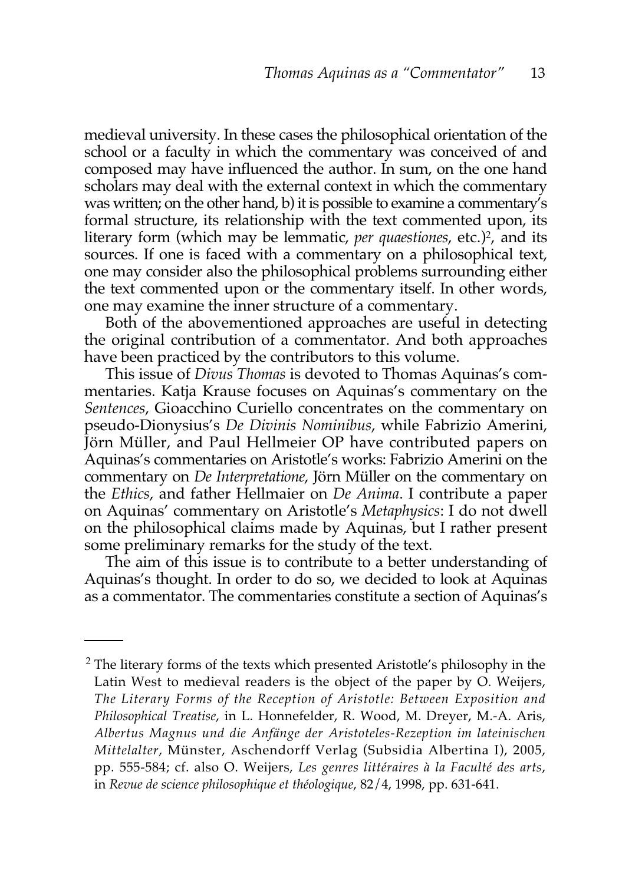medieval university. In these cases the philosophical orientation of the school or a faculty in which the commentary was conceived of and composed may have influenced the author. In sum, on the one hand scholars may deal with the external context in which the commentary was written; on the other hand, b) it is possible to examine a commentary's formal structure, its relationship with the text commented upon, its literary form (which may be lemmatic, *per quaestiones*, etc.)[2], and its sources. If one is faced with a commentary on a philosophical text, one may consider also the philosophical problems surrounding either the text commented upon or the commentary itself. In other words, one may examine the inner structure of a commentary.

Both of the abovementioned approaches are useful in detecting the original contribution of a commentator. And both approaches have been practiced by the contributors to this volume.

This issue of *Divus Thomas* is devoted to Thomas Aquinas's commentaries. Katja Krause focuses on Aquinas's commentary on the *Sentences*, Gioacchino Curiello concentrates on the commentary on pseudo-Dionysius's *De Divinis Nominibus*, while Fabrizio Amerini, Jörn Müller, and Paul Hellmeier OP have contributed papers on Aquinas's commentaries on Aristotle's works: Fabrizio Amerini on the commentary on *De Interpretatione*, Jörn Müller on the commentary on the *Ethics*, and father Hellmaier on *De Anima*. I contribute a paper on Aquinas' commentary on Aristotle's *Metaphysics*: I do not dwell on the philosophical claims made by Aquinas, but I rather present some preliminary remarks for the study of the text.

The aim of this issue is to contribute to a better understanding of Aquinas's thought. In order to do so, we decided to look at Aquinas as a commentator. The commentaries constitute a section of Aquinas's

---

[2] The literary forms of the texts which presented Aristotle's philosophy in the Latin West to medieval readers is the object of the paper by O. Weijers, *The Literary Forms of the Reception of Aristotle: Between Exposition and Philosophical Treatise*, in L. Honnefelder, R. Wood, M. Dreyer, M.-A. Aris, *Albertus Magnus und die Anfänge der Aristoteles-Rezeption im lateinischen Mittelalter*, Münster, Aschendorff Verlag (Subsidia Albertina I), 2005, pp. 555-584; cf. also O. Weijers, *Les genres littéraires à la Faculté des arts*, in *Revue de science philosophique et théologique*, 82/4, 1998, pp. 631-641.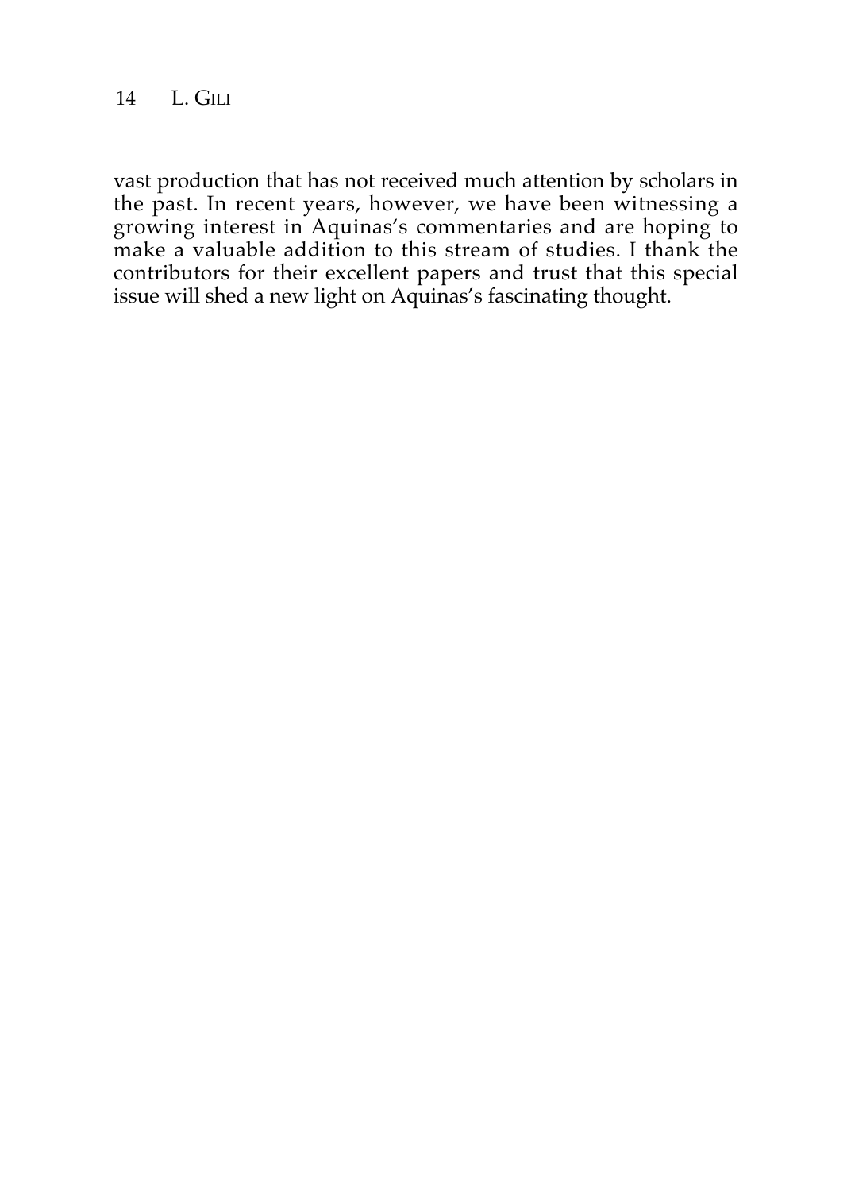vast production that has not received much attention by scholars in the past. In recent years, however, we have been witnessing a growing interest in Aquinas's commentaries and are hoping to make a valuable addition to this stream of studies. I thank the contributors for their excellent papers and trust that this special issue will shed a new light on Aquinas's fascinating thought.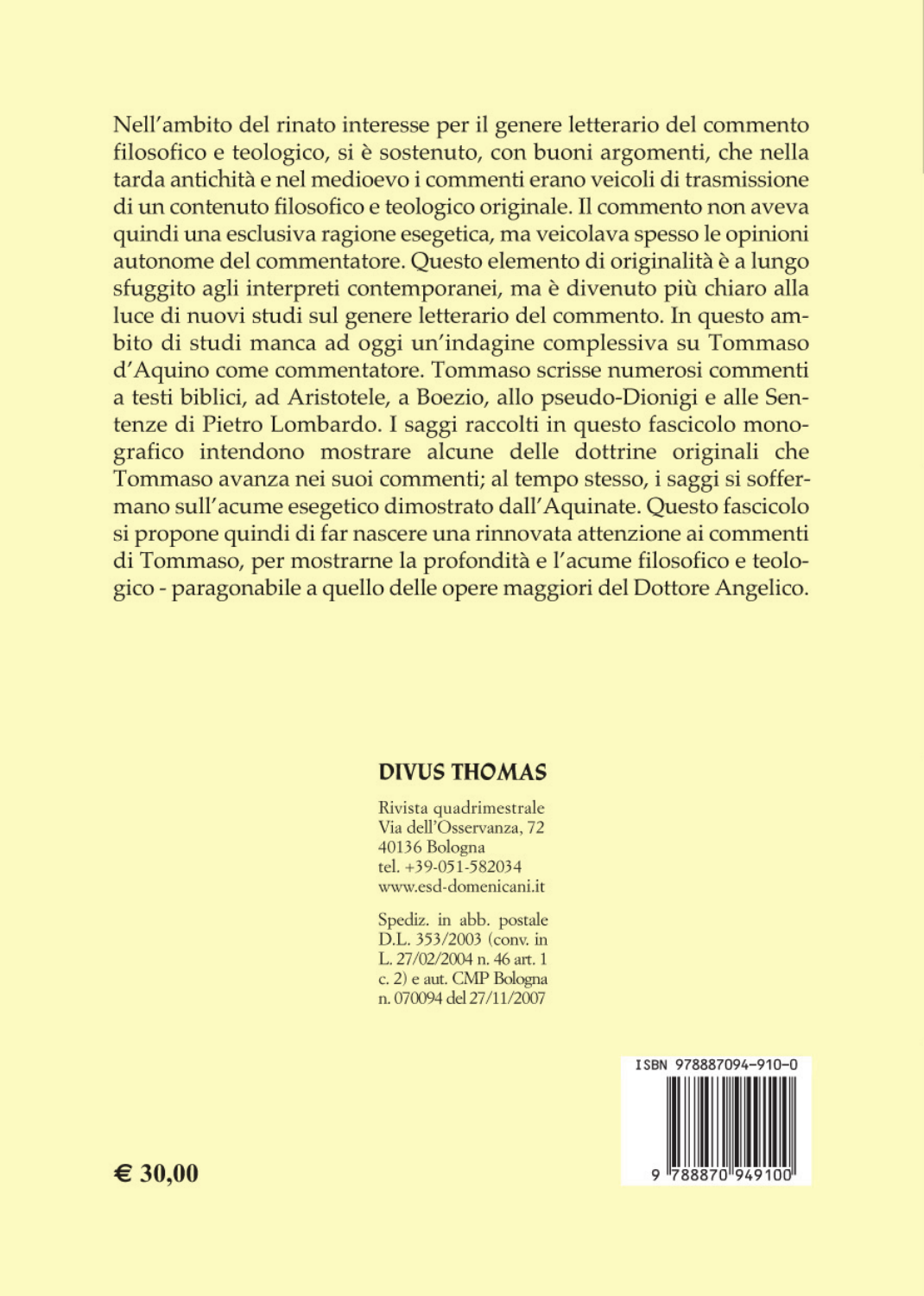Nell'ambito del rinato interesse per il genere letterario del commento filosofico e teologico, si è sostenuto, con buoni argomenti, che nella tarda antichità e nel medioevo i commenti erano veicoli di trasmissione di un contenuto filosofico e teologico originale. Il commento non aveva quindi una esclusiva ragione esegetica, ma veicolava spesso le opinioni autonome del commentatore. Questo elemento di originalità è a lungo sfuggito agli interpreti contemporanei, ma è divenuto più chiaro alla luce di nuovi studi sul genere letterario del commento. In questo ambito di studi manca ad oggi un'indagine complessiva su Tommaso d'Aquino come commentatore. Tommaso scrisse numerosi commenti a testi biblici, ad Aristotele, a Boezio, allo pseudo-Dionigi e alle Sentenze di Pietro Lombardo. I saggi raccolti in questo fascicolo monografico intendono mostrare alcune delle dottrine originali che Tommaso avanza nei suoi commenti; al tempo stesso, i saggi si soffermano sull'acume esegetico dimostrato dall'Aquinate. Questo fascicolo si propone quindi di far nascere una rinnovata attenzione ai commenti di Tommaso, per mostrarne la profondità e l'acume filosofico e teologico - paragonabile a quello delle opere maggiori del Dottore Angelico.

**DIVUS THOMAS**

Rivista quadrimestrale
Via dell'Osservanza, 72
40136 Bologna
tel. +39-051-582034
www.esd-domenicani.it

Spediz. in abb. postale
D.L. 353/2003 (conv. in L. 27/02/2004 n. 46 art. 1 c. 2) e aut. CMP Bologna n. 070094 del 27/11/2007

ISBN 978887094-910-0

9 788870 949100

**€ 30,00**